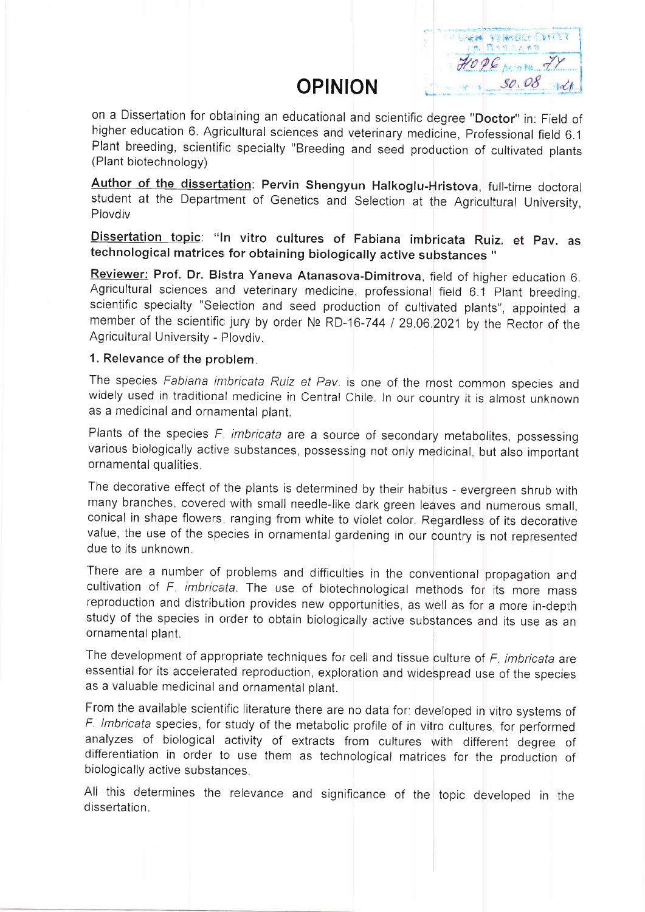# OPINION

on a Dissertation for obtaining an educational and scientific degree "**Doctor**" in: Field of higher education 6. Agricultural sciences and veterinary medicine, Professional field 6.1 Plant breeding, scientific specialty "Breeding and seed production of cultivated plants (Plant biotechnology)

**Author of the dissertation**: **Pervin Shengyun Halkoglu-Hristova**, full-time doctoral student at the Department of Genetics and Selection at the Agricultural University, Plovdiv

**Dissertation topic**: **"In vitro cultures of Fabiana imbricata Ruiz. et Pav. as technological matrices for obtaining biologically active substances "**

**Reviewer: Prof. Dr. Bistra Yaneva Atanasova-Dimitrova**, field of higher education 6. Agricultural sciences and veterinary medicine, professional field 6.1 Plant breeding, scientific specialty "Selection and seed production of cultivated plants", appointed a member of the scientific jury by order № RD-16-744 / 29.06.2021 by the Rector of the Agricultural University - Plovdiv.

## 1. Relevance of the problem.

The species *Fabiana imbricata Ruiz et Pav.* is one of the most common species and widely used in traditional medicine in Central Chile. In our country it is almost unknown as a medicinal and ornamental plant.

Plants of the species *F. imbricata* are a source of secondary metabolites, possessing various biologically active substances, possessing not only medicinal, but also important ornamental qualities.

The decorative effect of the plants is determined by their habitus - evergreen shrub with many branches, covered with small needle-like dark green leaves and numerous small, conical in shape flowers, ranging from white to violet color. Regardless of its decorative value, the use of the species in ornamental gardening in our country is not represented due to its unknown.

There are a number of problems and difficulties in the conventional propagation and cultivation of *F. imbricata*. The use of biotechnological methods for its more mass reproduction and distribution provides new opportunities, as well as for a more in-depth study of the species in order to obtain biologically active substances and its use as an ornamental plant.

The development of appropriate techniques for cell and tissue culture of *F. imbricata* are essential for its accelerated reproduction, exploration and widespread use of the species as a valuable medicinal and ornamental plant.

From the available scientific literature there are no data for: developed in vitro systems of *F. Imbricata* species, for study of the metabolic profile of in vitro cultures, for performed analyzes of biological activity of extracts from cultures with different degree of differentiation in order to use them as technological matrices for the production of biologically active substances.

All this determines the relevance and significance of the topic developed in the dissertation.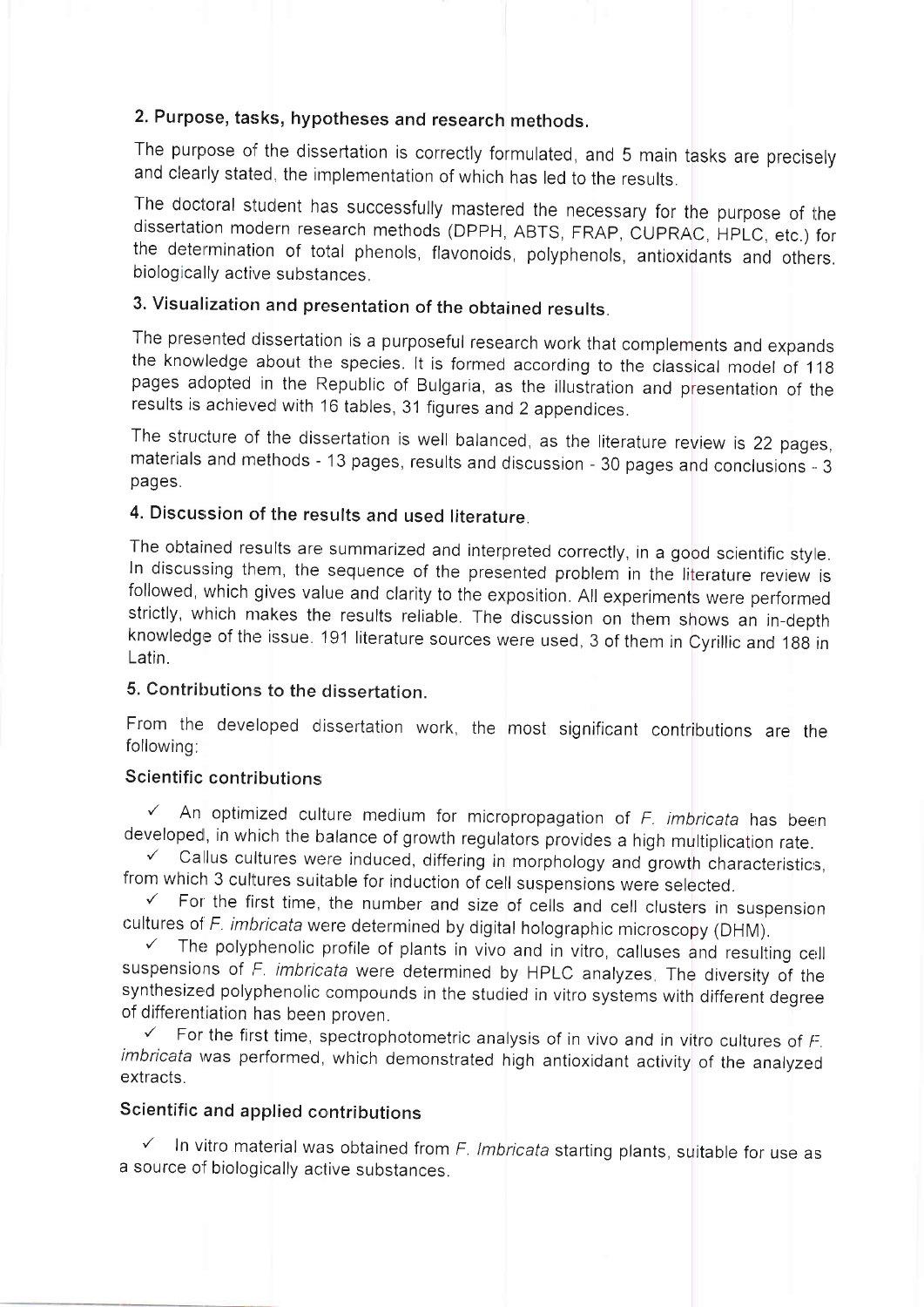## 2. Purpose, tasks, hypotheses and research methods.

The purpose of the dissertation is correctly formulated, and 5 main tasks are precisely and clearly stated, the implementation of which has led to the results.

The doctoral student has successfully mastered the necessary for the purpose of the dissertation modern research methods (DPPH, ABTS, FRAP, CUPRAC, HPLC, etc.) for the determination of total phenols, flavonoids, polyphenols, antioxidants and others. biologically active substances.

## 3. Visualization and presentation of the obtained results.

The presented dissertation is a purposeful research work that complements and expands the knowledge about the species. It is formed according to the classical model of 118 pages adopted in the Republic of Bulgaria, as the illustration and presentation of the results is achieved with 16 tables, 31 figures and 2 appendices.

The structure of the dissertation is well balanced, as the literature review is 22 pages, materials and methods - 13 pages, results and discussion - 30 pages and conclusions - 3 pages.

## 4. Discussion of the results and used literature.

The obtained results are summarized and interpreted correctly, in a good scientific style. In discussing them, the sequence of the presented problem in the literature review is followed, which gives value and clarity to the exposition. All experiments were performed strictly, which makes the results reliable. The discussion on them shows an in-depth knowledge of the issue. 191 literature sources were used, 3 of them in Cyrillic and 188 in Latin.

## 5. Contributions to the dissertation.

From the developed dissertation work, the most significant contributions are the following:

### Scientific contributions

- ✓ An optimized culture medium for micropropagation of *F. imbricata* has been developed, in which the balance of growth regulators provides a high multiplication rate.
- ✓ Callus cultures were induced, differing in morphology and growth characteristics, from which 3 cultures suitable for induction of cell suspensions were selected.
- ✓ For the first time, the number and size of cells and cell clusters in suspension cultures of *F. imbricata* were determined by digital holographic microscopy (DHM).
- ✓ The polyphenolic profile of plants in vivo and in vitro, calluses and resulting cell suspensions of *F. imbricata* were determined by HPLC analyzes. The diversity of the synthesized polyphenolic compounds in the studied in vitro systems with different degree of differentiation has been proven.
- ✓ For the first time, spectrophotometric analysis of in vivo and in vitro cultures of *F. imbricata* was performed, which demonstrated high antioxidant activity of the analyzed extracts.

### Scientific and applied contributions

- ✓ In vitro material was obtained from *F. Imbricata* starting plants, suitable for use as a source of biologically active substances.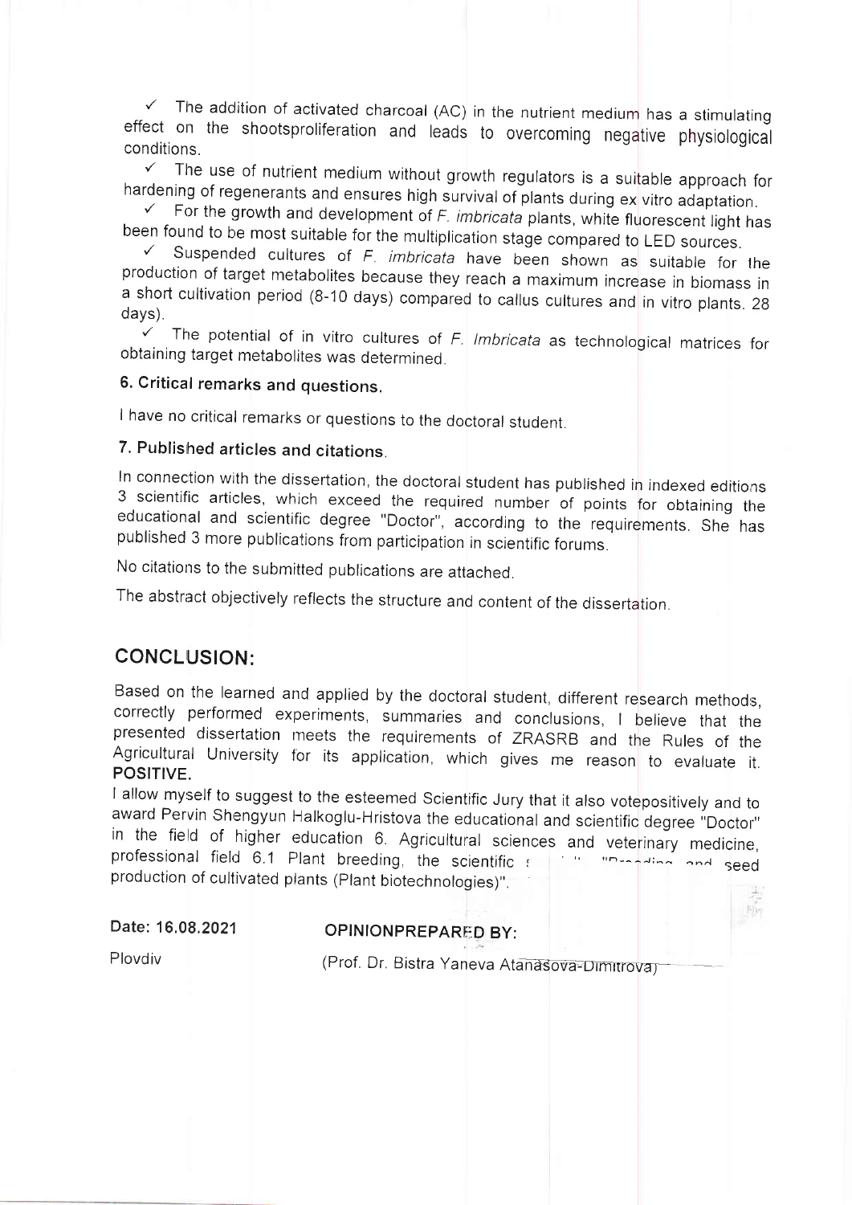- ✓ The addition of activated charcoal (AC) in the nutrient medium has a stimulating effect on the shootsproliferation and leads to overcoming negative physiological conditions.
- ✓ The use of nutrient medium without growth regulators is a suitable approach for hardening of regenerants and ensures high survival of plants during ex vitro adaptation.
- ✓ For the growth and development of *F. imbricata* plants, white fluorescent light has been found to be most suitable for the multiplication stage compared to LED sources.
- ✓ Suspended cultures of *F. imbricata* have been shown as suitable for the production of target metabolites because they reach a maximum increase in biomass in a short cultivation period (8-10 days) compared to callus cultures and in vitro plants. 28 days).
- ✓ The potential of in vitro cultures of *F. Imbricata* as technological matrices for obtaining target metabolites was determined.

## 6. Critical remarks and questions.

I have no critical remarks or questions to the doctoral student.

## 7. Published articles and citations.

In connection with the dissertation, the doctoral student has published in indexed editions 3 scientific articles, which exceed the required number of points for obtaining the educational and scientific degree "Doctor", according to the requirements. She has published 3 more publications from participation in scientific forums.

No citations to the submitted publications are attached.

The abstract objectively reflects the structure and content of the dissertation.

## CONCLUSION:

Based on the learned and applied by the doctoral student, different research methods, correctly performed experiments, summaries and conclusions, I believe that the presented dissertation meets the requirements of ZRASRB and the Rules of the Agricultural University for its application, which gives me reason to evaluate it. **POSITIVE.**

I allow myself to suggest to the esteemed Scientific Jury that it also votepositively and to award Pervin Shengyun Halkoglu-Hristova the educational and scientific degree "Doctor" in the field of higher education 6. Agricultural sciences and veterinary medicine, professional field 6.1 Plant breeding, the scientific specialty "Breeding and seed production of cultivated plants (Plant biotechnologies)".

Date: 16.08.2021

Plovdiv

OPINIONPREPARED BY:

(Prof. Dr. Bistra Yaneva Atanasova-Dimitrova)